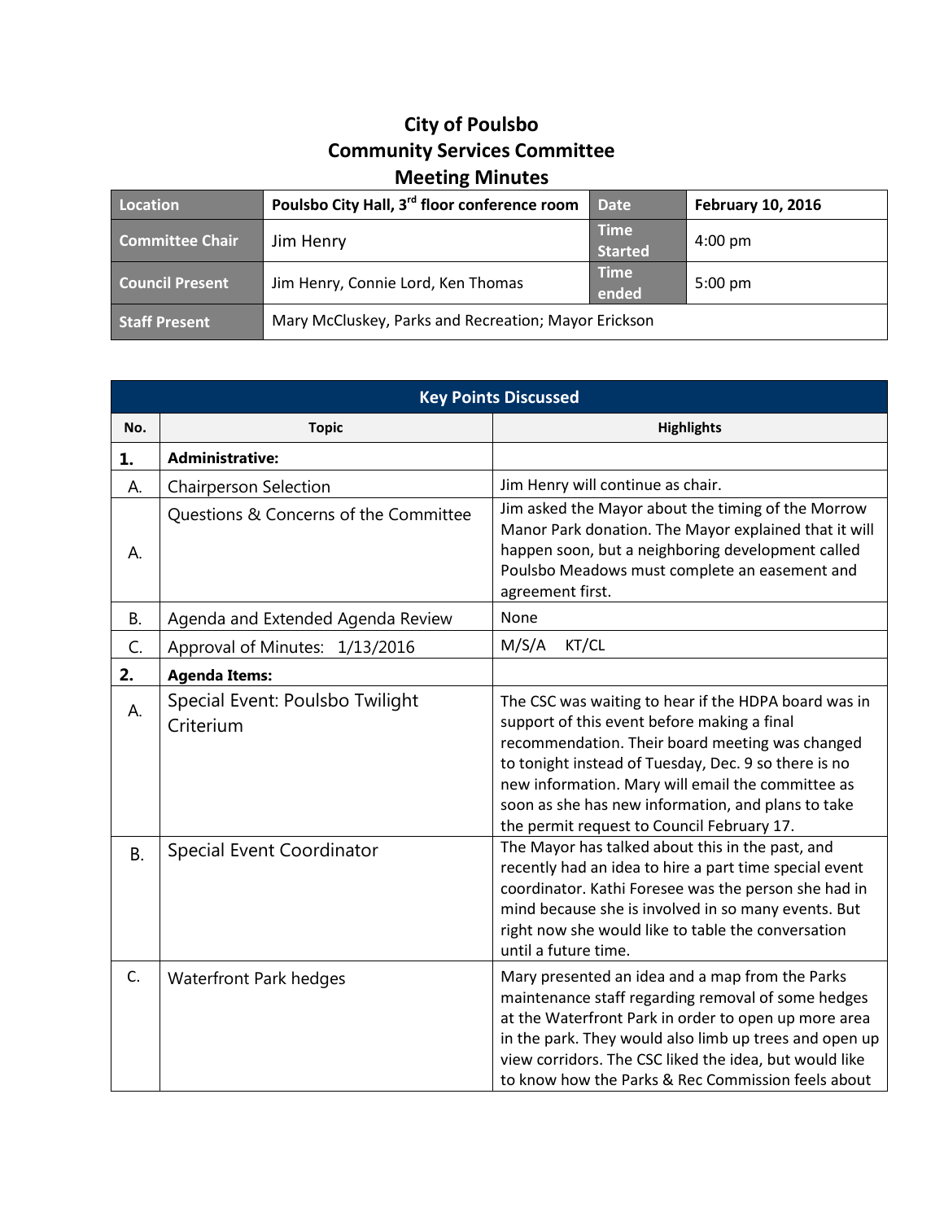# City of Poulsbo
## Community Services Committee
## Meeting Minutes

| Location | Poulsbo City Hall, 3rd floor conference room | Date | February 10, 2016 |
|---|---|---|---|
| Committee Chair | Jim Henry | Time Started | 4:00 pm |
| Council Present | Jim Henry, Connie Lord, Ken Thomas | Time ended | 5:00 pm |
| Staff Present | Mary McCluskey, Parks and Recreation; Mayor Erickson | | |

| Key Points Discussed | | |
|---|---|---|
| **No.** | **Topic** | **Highlights** |
| **1.** | **Administrative:** | |
| A. | Chairperson Selection | Jim Henry will continue as chair. |
| A. | Questions & Concerns of the Committee | Jim asked the Mayor about the timing of the Morrow Manor Park donation. The Mayor explained that it will happen soon, but a neighboring development called Poulsbo Meadows must complete an easement and agreement first. |
| B. | Agenda and Extended Agenda Review | None |
| C. | Approval of Minutes: 1/13/2016 | M/S/A KT/CL |
| **2.** | **Agenda Items:** | |
| A. | Special Event: Poulsbo Twilight Criterium | The CSC was waiting to hear if the HDPA board was in support of this event before making a final recommendation. Their board meeting was changed to tonight instead of Tuesday, Dec. 9 so there is no new information. Mary will email the committee as soon as she has new information, and plans to take the permit request to Council February 17. |
| B. | Special Event Coordinator | The Mayor has talked about this in the past, and recently had an idea to hire a part time special event coordinator. Kathi Foresee was the person she had in mind because she is involved in so many events. But right now she would like to table the conversation until a future time. |
| C. | Waterfront Park hedges | Mary presented an idea and a map from the Parks maintenance staff regarding removal of some hedges at the Waterfront Park in order to open up more area in the park. They would also limb up trees and open up view corridors. The CSC liked the idea, but would like to know how the Parks & Rec Commission feels about |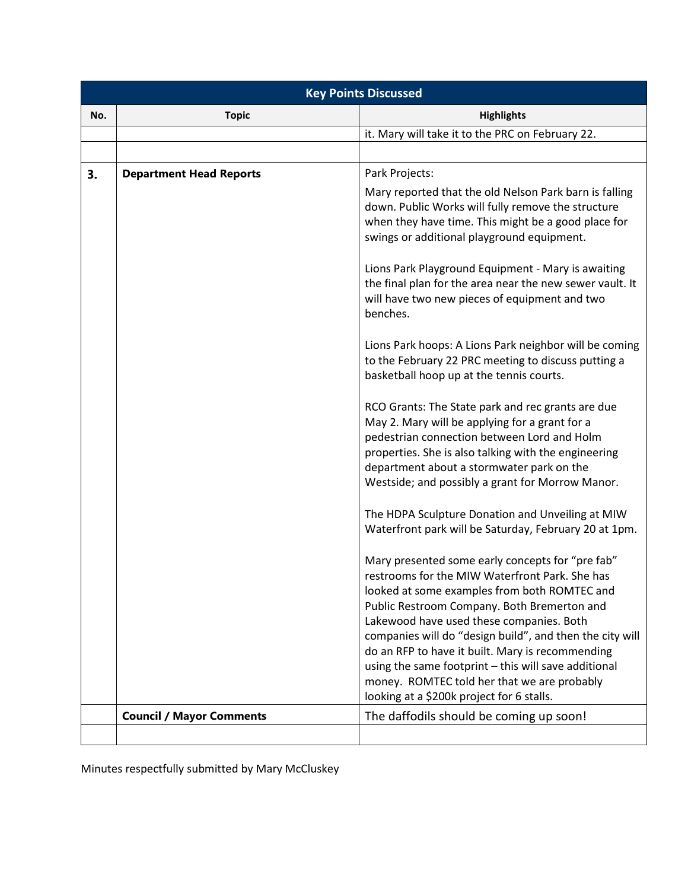| Key Points Discussed | | |
|---|---|---|
| **No.** | **Topic** | **Highlights** |
| | | it. Mary will take it to the PRC on February 22. |
| | | |
| **3.** | **Department Head Reports** | Park Projects:<br><br>Mary reported that the old Nelson Park barn is falling down. Public Works will fully remove the structure when they have time. This might be a good place for swings or additional playground equipment.<br><br>Lions Park Playground Equipment - Mary is awaiting the final plan for the area near the new sewer vault. It will have two new pieces of equipment and two benches.<br><br>Lions Park hoops: A Lions Park neighbor will be coming to the February 22 PRC meeting to discuss putting a basketball hoop up at the tennis courts.<br><br>RCO Grants: The State park and rec grants are due May 2. Mary will be applying for a grant for a pedestrian connection between Lord and Holm properties. She is also talking with the engineering department about a stormwater park on the Westside; and possibly a grant for Morrow Manor.<br><br>The HDPA Sculpture Donation and Unveiling at MIW Waterfront park will be Saturday, February 20 at 1pm.<br><br>Mary presented some early concepts for "pre fab" restrooms for the MIW Waterfront Park. She has looked at some examples from both ROMTEC and Public Restroom Company. Both Bremerton and Lakewood have used these companies. Both companies will do "design build", and then the city will do an RFP to have it built. Mary is recommending using the same footprint – this will save additional money. ROMTEC told her that we are probably looking at a $200k project for 6 stalls. |
| | **Council / Mayor Comments** | The daffodils should be coming up soon! |
| | | |

Minutes respectfully submitted by Mary McCluskey